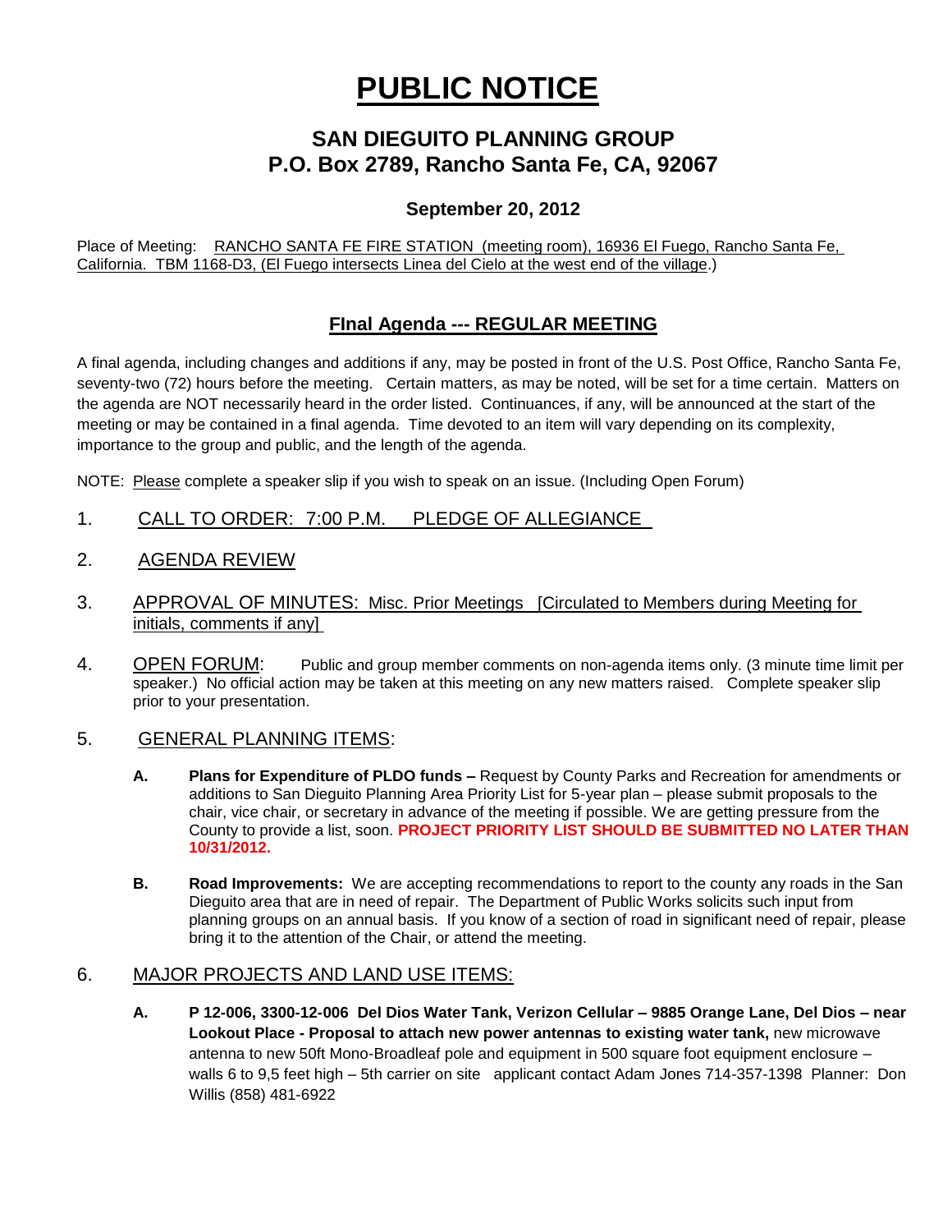# PUBLIC NOTICE

## SAN DIEGUITO PLANNING GROUP
## P.O. Box 2789, Rancho Santa Fe, CA, 92067

### September 20, 2012

Place of Meeting: RANCHO SANTA FE FIRE STATION (meeting room), 16936 El Fuego, Rancho Santa Fe, California. TBM 1168-D3, (El Fuego intersects Linea del Cielo at the west end of the village.)

### FInal Agenda --- REGULAR MEETING

A final agenda, including changes and additions if any, may be posted in front of the U.S. Post Office, Rancho Santa Fe, seventy-two (72) hours before the meeting. Certain matters, as may be noted, will be set for a time certain. Matters on the agenda are NOT necessarily heard in the order listed. Continuances, if any, will be announced at the start of the meeting or may be contained in a final agenda. Time devoted to an item will vary depending on its complexity, importance to the group and public, and the length of the agenda.

NOTE: Please complete a speaker slip if you wish to speak on an issue. (Including Open Forum)

1. CALL TO ORDER: 7:00 P.M. PLEDGE OF ALLEGIANCE

2. AGENDA REVIEW

3. APPROVAL OF MINUTES: Misc. Prior Meetings [Circulated to Members during Meeting for initials, comments if any]

4. OPEN FORUM: Public and group member comments on non-agenda items only. (3 minute time limit per speaker.) No official action may be taken at this meeting on any new matters raised. Complete speaker slip prior to your presentation.

5. GENERAL PLANNING ITEMS:

   **A. Plans for Expenditure of PLDO funds –** Request by County Parks and Recreation for amendments or additions to San Dieguito Planning Area Priority List for 5-year plan – please submit proposals to the chair, vice chair, or secretary in advance of the meeting if possible. We are getting pressure from the County to provide a list, soon. **PROJECT PRIORITY LIST SHOULD BE SUBMITTED NO LATER THAN 10/31/2012.**

   **B. Road Improvements:** We are accepting recommendations to report to the county any roads in the San Dieguito area that are in need of repair. The Department of Public Works solicits such input from planning groups on an annual basis. If you know of a section of road in significant need of repair, please bring it to the attention of the Chair, or attend the meeting.

6. MAJOR PROJECTS AND LAND USE ITEMS:

   **A. P 12-006, 3300-12-006 Del Dios Water Tank, Verizon Cellular – 9885 Orange Lane, Del Dios – near Lookout Place - Proposal to attach new power antennas to existing water tank,** new microwave antenna to new 50ft Mono-Broadleaf pole and equipment in 500 square foot equipment enclosure – walls 6 to 9,5 feet high – 5th carrier on site applicant contact Adam Jones 714-357-1398 Planner: Don Willis (858) 481-6922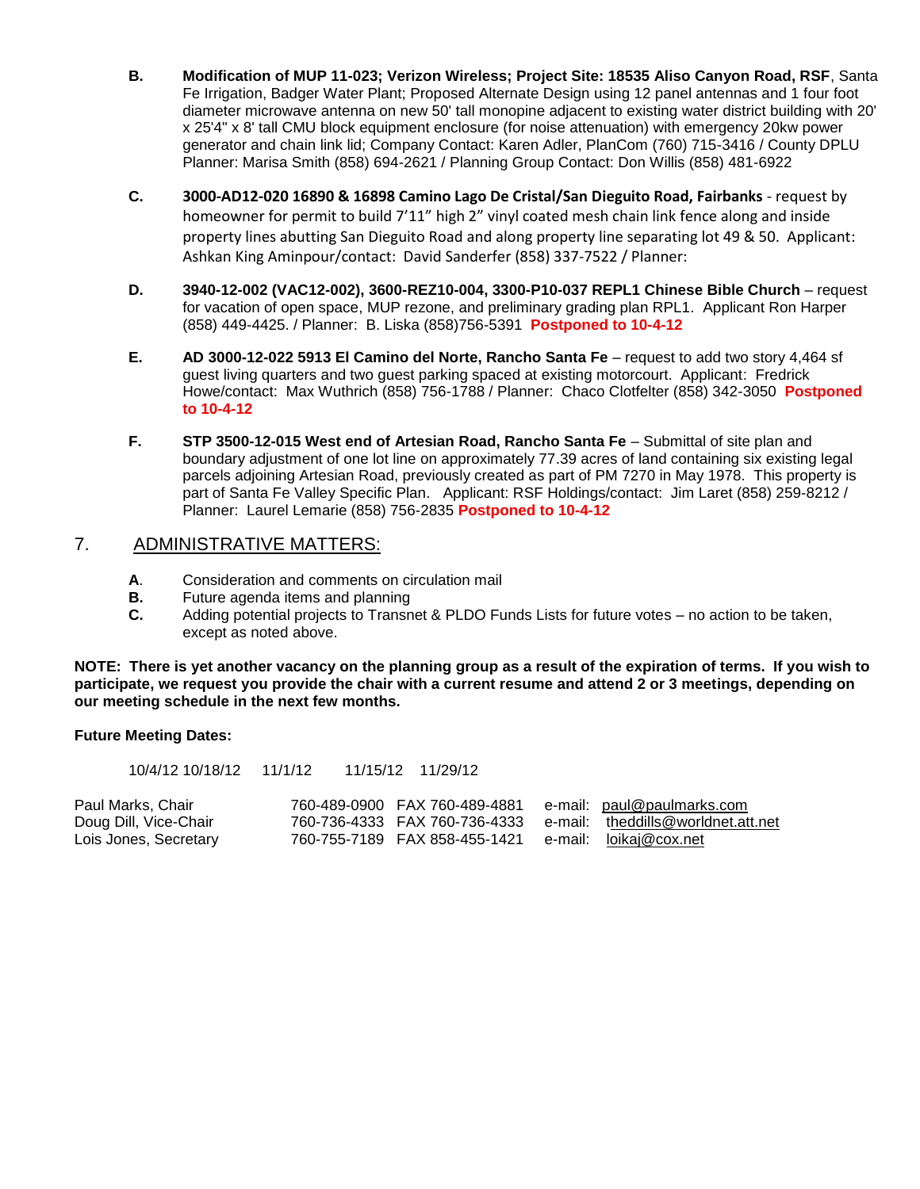- **B. Modification of MUP 11-023; Verizon Wireless; Project Site: 18535 Aliso Canyon Road, RSF**, Santa Fe Irrigation, Badger Water Plant; Proposed Alternate Design using 12 panel antennas and 1 four foot diameter microwave antenna on new 50' tall monopine adjacent to existing water district building with 20' x 25'4" x 8' tall CMU block equipment enclosure (for noise attenuation) with emergency 20kw power generator and chain link lid; Company Contact: Karen Adler, PlanCom (760) 715-3416 / County DPLU Planner: Marisa Smith (858) 694-2621 / Planning Group Contact: Don Willis (858) 481-6922

- **C. 3000-AD12-020 16890 & 16898 Camino Lago De Cristal/San Dieguito Road, Fairbanks** - request by homeowner for permit to build 7'11" high 2" vinyl coated mesh chain link fence along and inside property lines abutting San Dieguito Road and along property line separating lot 49 & 50. Applicant: Ashkan King Aminpour/contact: David Sanderfer (858) 337-7522 / Planner:

- **D. 3940-12-002 (VAC12-002), 3600-REZ10-004, 3300-P10-037 REPL1 Chinese Bible Church** – request for vacation of open space, MUP rezone, and preliminary grading plan RPL1. Applicant Ron Harper (858) 449-4425. / Planner: B. Liska (858)756-5391 **Postponed to 10-4-12**

- **E. AD 3000-12-022 5913 El Camino del Norte, Rancho Santa Fe** – request to add two story 4,464 sf guest living quarters and two guest parking spaced at existing motorcourt. Applicant: Fredrick Howe/contact: Max Wuthrich (858) 756-1788 / Planner: Chaco Clotfelter (858) 342-3050 **Postponed to 10-4-12**

- **F. STP 3500-12-015 West end of Artesian Road, Rancho Santa Fe** – Submittal of site plan and boundary adjustment of one lot line on approximately 77.39 acres of land containing six existing legal parcels adjoining Artesian Road, previously created as part of PM 7270 in May 1978. This property is part of Santa Fe Valley Specific Plan. Applicant: RSF Holdings/contact: Jim Laret (858) 259-8212 / Planner: Laurel Lemarie (858) 756-2835 **Postponed to 10-4-12**

## 7. ADMINISTRATIVE MATTERS:

- **A**. Consideration and comments on circulation mail
- **B.** Future agenda items and planning
- **C.** Adding potential projects to Transnet & PLDO Funds Lists for future votes – no action to be taken, except as noted above.

**NOTE: There is yet another vacancy on the planning group as a result of the expiration of terms. If you wish to participate, we request you provide the chair with a current resume and attend 2 or 3 meetings, depending on our meeting schedule in the next few months.**

**Future Meeting Dates:**

10/4/12 10/18/12 11/1/12 11/15/12 11/29/12

| | | | |
|---|---|---|---|
| Paul Marks, Chair | 760-489-0900 | FAX 760-489-4881 | e-mail: paul@paulmarks.com |
| Doug Dill, Vice-Chair | 760-736-4333 | FAX 760-736-4333 | e-mail: theddills@worldnet.att.net |
| Lois Jones, Secretary | 760-755-7189 | FAX 858-455-1421 | e-mail: loikaj@cox.net |